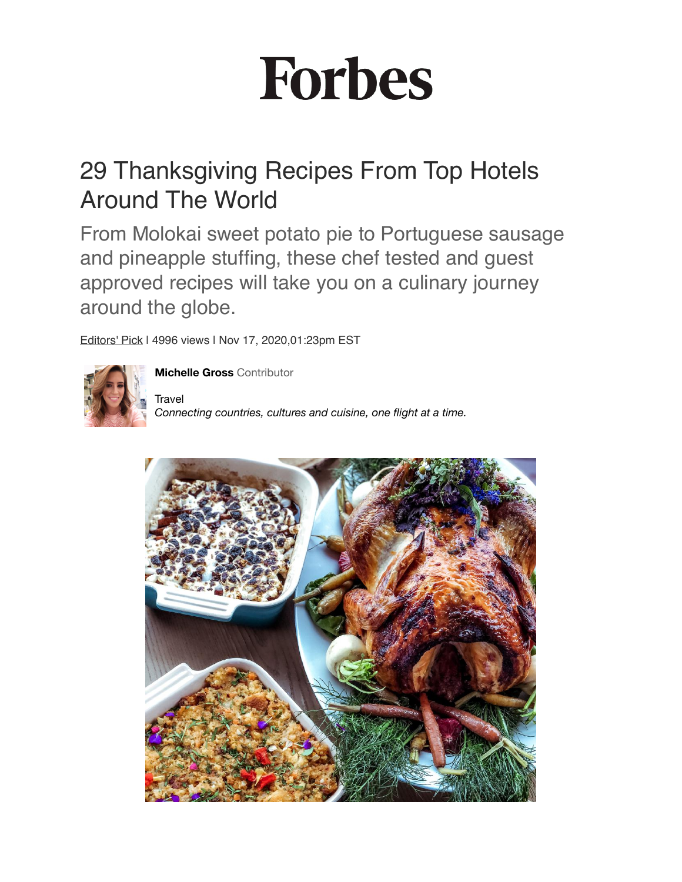# Forbes

# 29 Thanksgiving Recipes From Top Hotels Around The World

From Molokai sweet potato pie to Portuguese sausage and pineapple stuffing, these chef tested and guest approved recipes will take you on a culinary journey around the globe.

Editors' Pick | 4996 views | Nov 17, 2020,01:23pm EST

**Michelle Gross** Contributor

Travel

*Connecting countries, cultures and cuisine, one flight at a time.*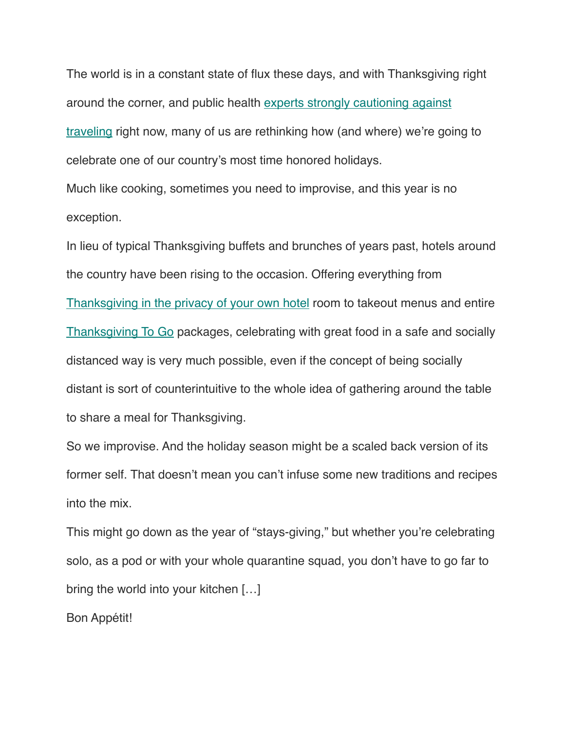The world is in a constant state of flux these days, and with Thanksgiving right around the corner, and public health experts strongly cautioning against traveling right now, many of us are rethinking how (and where) we're going to celebrate one of our country's most time honored holidays.

Much like cooking, sometimes you need to improvise, and this year is no exception.

In lieu of typical Thanksgiving buffets and brunches of years past, hotels around the country have been rising to the occasion. Offering everything from Thanksgiving in the privacy of your own hotel room to takeout menus and entire Thanksgiving To Go packages, celebrating with great food in a safe and socially distanced way is very much possible, even if the concept of being socially distant is sort of counterintuitive to the whole idea of gathering around the table to share a meal for Thanksgiving.

So we improvise. And the holiday season might be a scaled back version of its former self. That doesn't mean you can't infuse some new traditions and recipes into the mix.

This might go down as the year of "stays-giving," but whether you're celebrating solo, as a pod or with your whole quarantine squad, you don't have to go far to bring the world into your kitchen […]

Bon Appétit!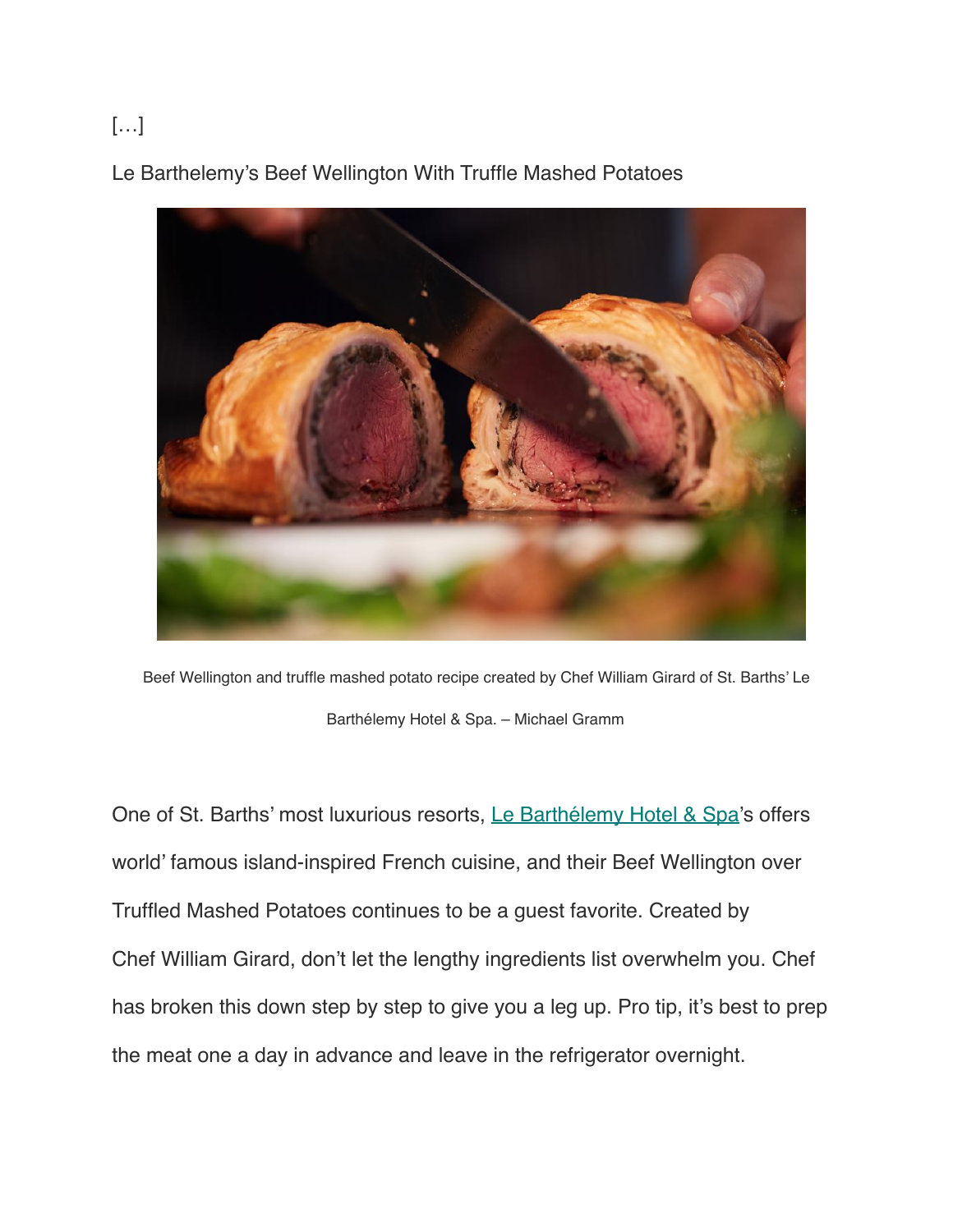[…]

Le Barthelemy's Beef Wellington With Truffle Mashed Potatoes

Beef Wellington and truffle mashed potato recipe created by Chef William Girard of St. Barths' Le Barthélemy Hotel & Spa. – Michael Gramm

One of St. Barths' most luxurious resorts, [Le Barthélemy Hotel & Spa]'s offers world' famous island-inspired French cuisine, and their Beef Wellington over Truffled Mashed Potatoes continues to be a guest favorite. Created by Chef William Girard, don't let the lengthy ingredients list overwhelm you. Chef has broken this down step by step to give you a leg up. Pro tip, it's best to prep the meat one a day in advance and leave in the refrigerator overnight.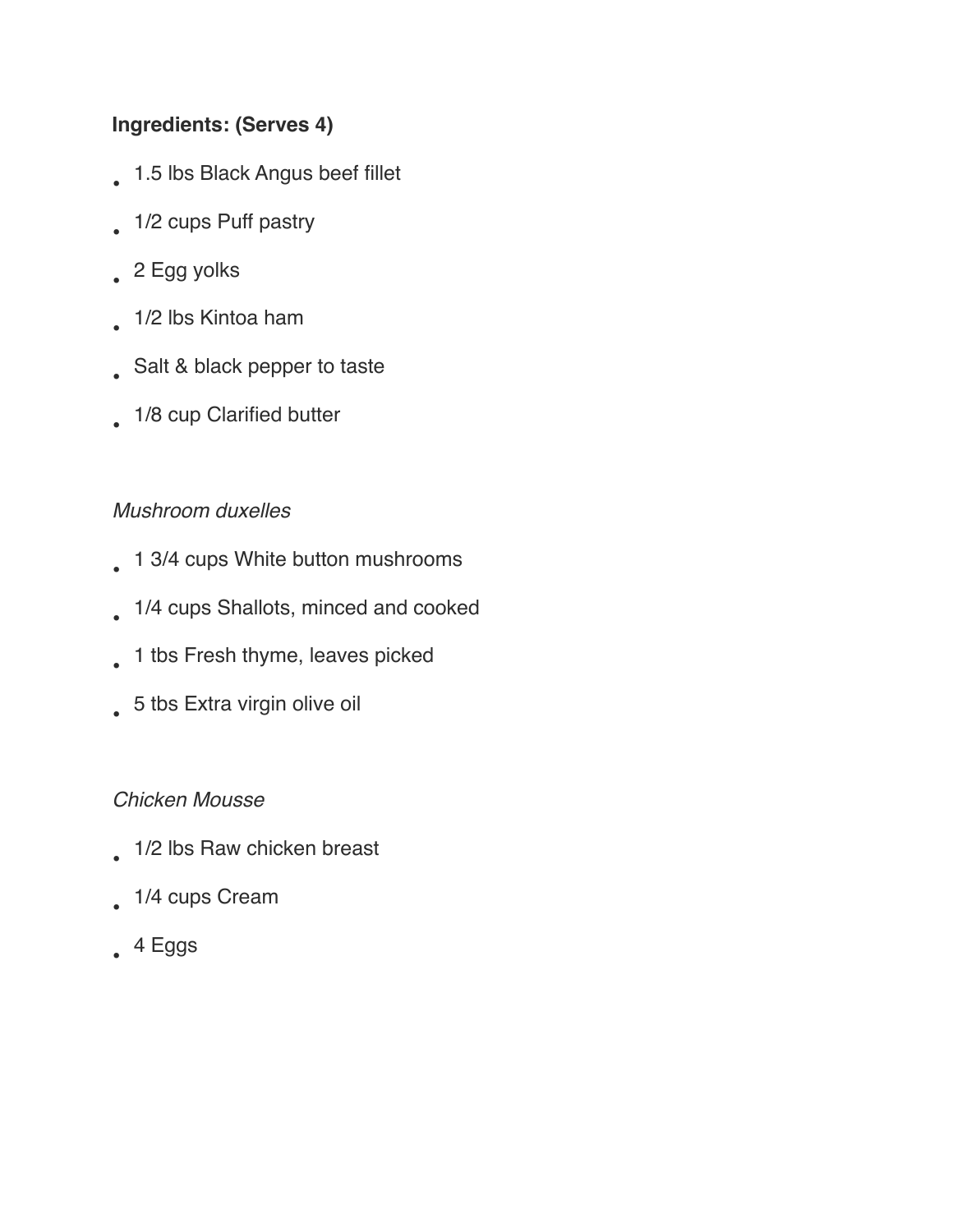**Ingredients: (Serves 4)**

- 1.5 lbs Black Angus beef fillet
- 1/2 cups Puff pastry
- 2 Egg yolks
- 1/2 lbs Kintoa ham
- Salt & black pepper to taste
- 1/8 cup Clarified butter

*Mushroom duxelles*

- 1 3/4 cups White button mushrooms
- 1/4 cups Shallots, minced and cooked
- 1 tbs Fresh thyme, leaves picked
- 5 tbs Extra virgin olive oil

*Chicken Mousse*

- 1/2 lbs Raw chicken breast
- 1/4 cups Cream
- 4 Eggs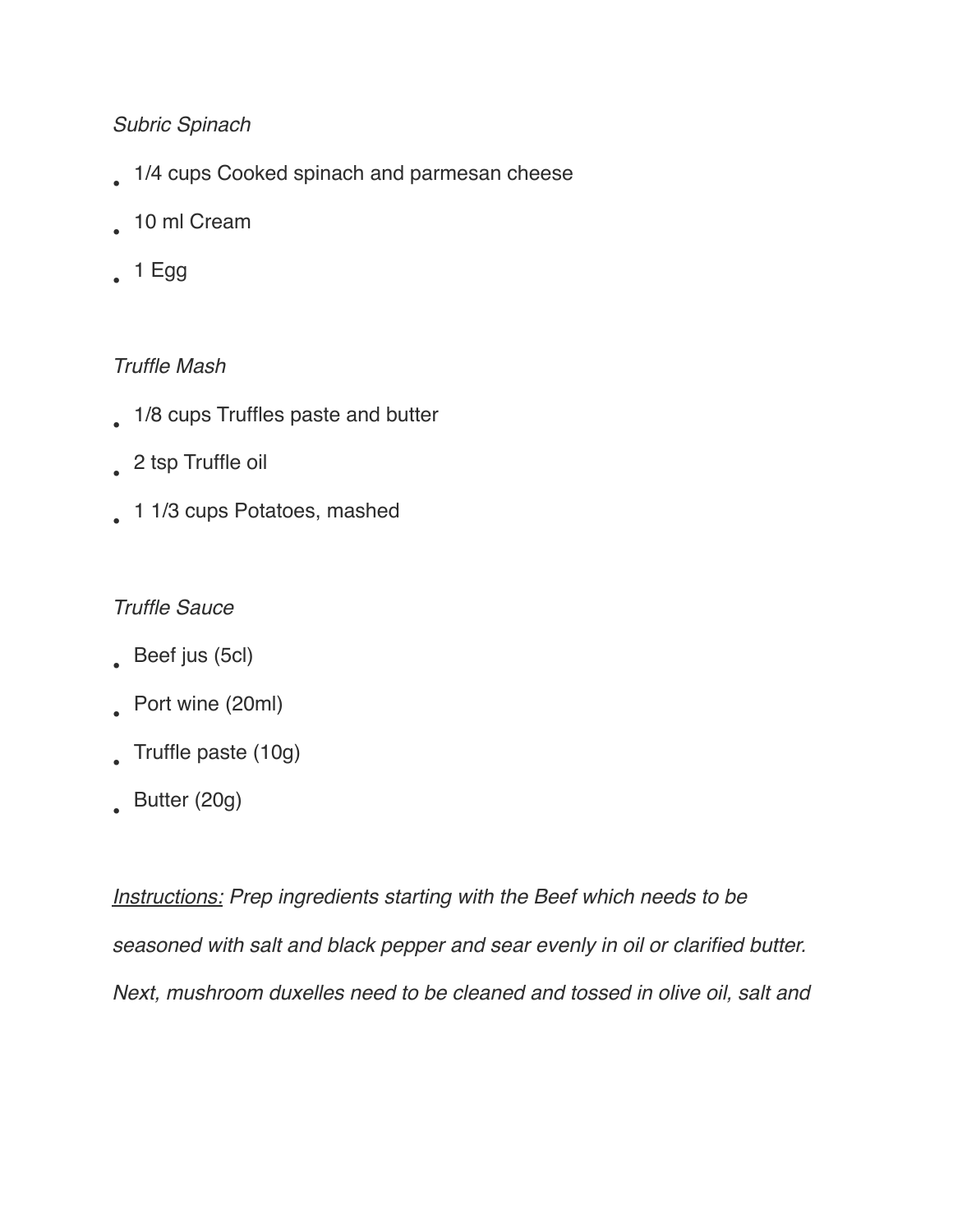*Subric Spinach*

- 1/4 cups Cooked spinach and parmesan cheese
- 10 ml Cream
- 1 Egg

*Truffle Mash*

- 1/8 cups Truffles paste and butter
- 2 tsp Truffle oil
- 1 1/3 cups Potatoes, mashed

*Truffle Sauce*

- Beef jus (5cl)
- Port wine (20ml)
- Truffle paste (10g)
- Butter (20g)

<u>*Instructions:*</u> *Prep ingredients starting with the Beef which needs to be seasoned with salt and black pepper and sear evenly in oil or clarified butter. Next, mushroom duxelles need to be cleaned and tossed in olive oil, salt and*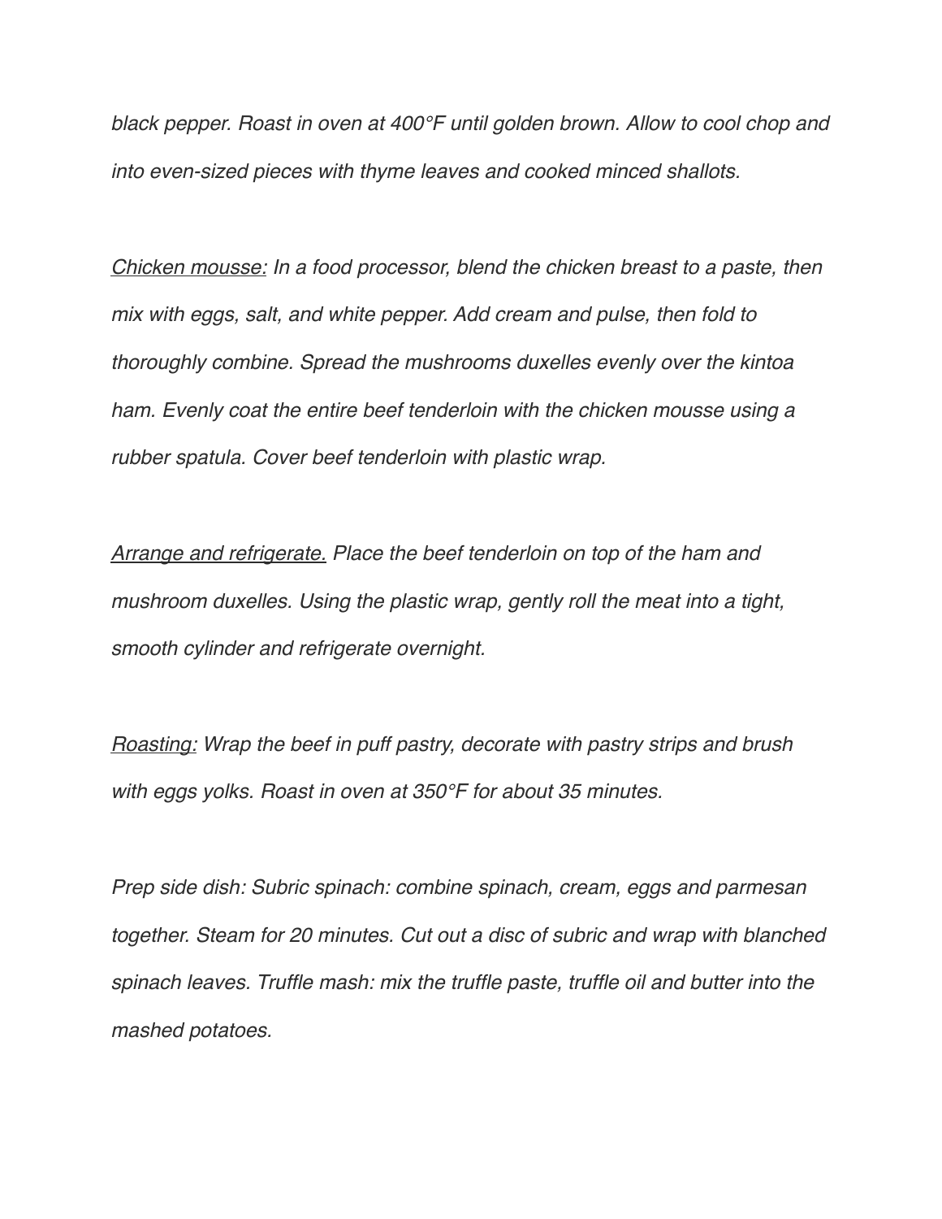*black pepper. Roast in oven at 400°F until golden brown. Allow to cool chop and into even-sized pieces with thyme leaves and cooked minced shallots.*

*<u>Chicken mousse:</u> In a food processor, blend the chicken breast to a paste, then mix with eggs, salt, and white pepper. Add cream and pulse, then fold to thoroughly combine. Spread the mushrooms duxelles evenly over the kintoa ham. Evenly coat the entire beef tenderloin with the chicken mousse using a rubber spatula. Cover beef tenderloin with plastic wrap.*

*<u>Arrange and refrigerate.</u> Place the beef tenderloin on top of the ham and mushroom duxelles. Using the plastic wrap, gently roll the meat into a tight, smooth cylinder and refrigerate overnight.*

*<u>Roasting:</u> Wrap the beef in puff pastry, decorate with pastry strips and brush with eggs yolks. Roast in oven at 350°F for about 35 minutes.*

*Prep side dish: Subric spinach: combine spinach, cream, eggs and parmesan together. Steam for 20 minutes. Cut out a disc of subric and wrap with blanched spinach leaves. Truffle mash: mix the truffle paste, truffle oil and butter into the mashed potatoes.*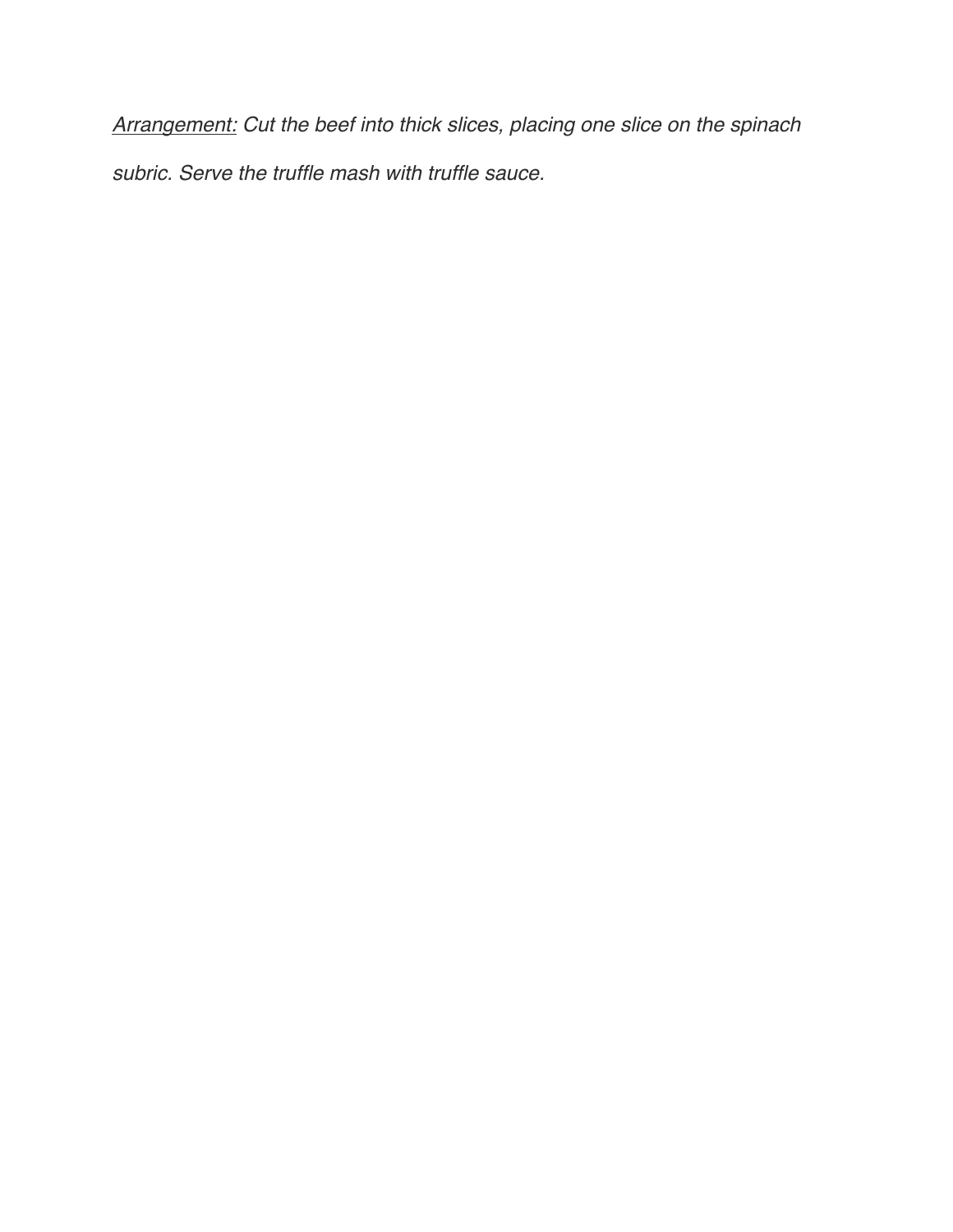<u>*Arrangement:*</u> *Cut the beef into thick slices, placing one slice on the spinach subric. Serve the truffle mash with truffle sauce.*